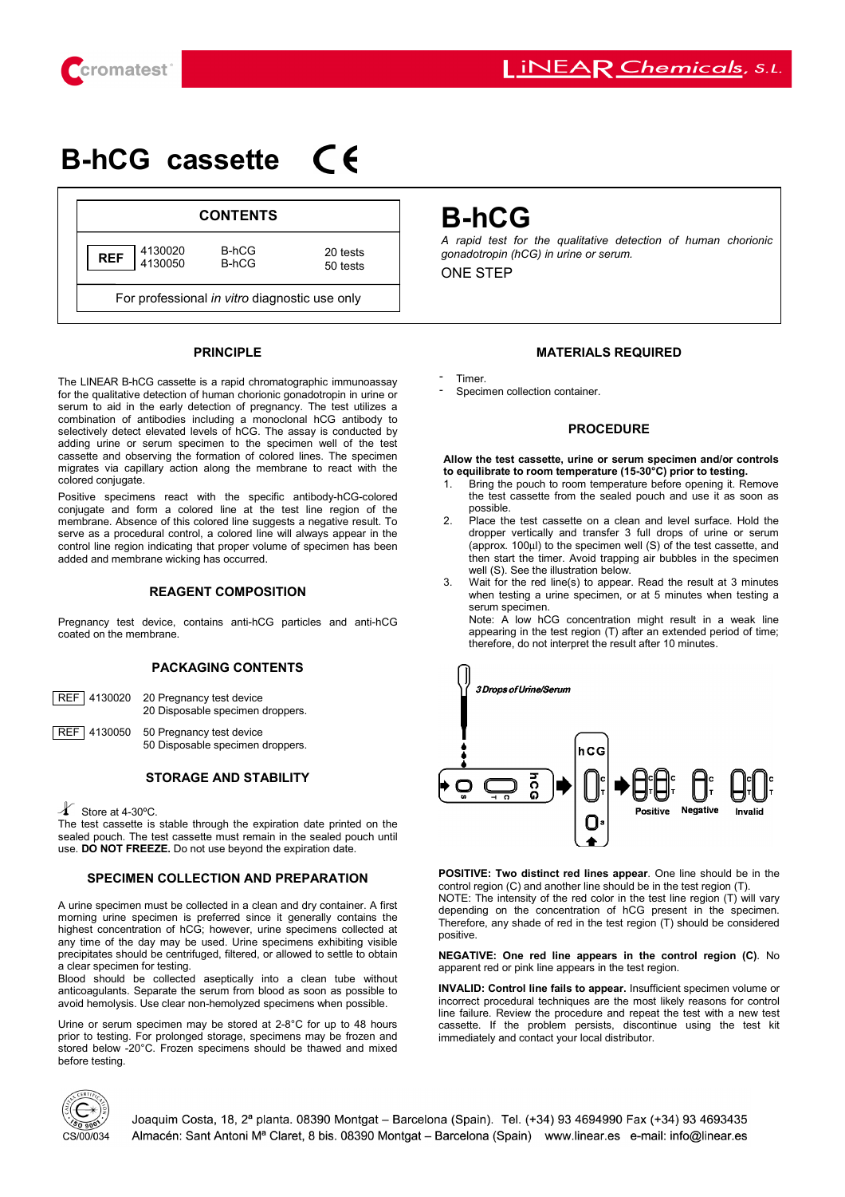cromatest

LiNEAR Chemicals, S.L.

# B-hCG cassette CE

| CONTENTS | | | |
|---|---|---|---|
| REF | 4130020<br>4130050 | B-hCG<br>B-hCG | 20 tests<br>50 tests |
| For professional *in vitro* diagnostic use only | | | |

# B-hCG

*A rapid test for the qualitative detection of human chorionic gonadotropin (hCG) in urine or serum.*

ONE STEP

## PRINCIPLE

The LINEAR B-hCG cassette is a rapid chromatographic immunoassay for the qualitative detection of human chorionic gonadotropin in urine or serum to aid in the early detection of pregnancy. The test utilizes a combination of antibodies including a monoclonal hCG antibody to selectively detect elevated levels of hCG. The assay is conducted by adding urine or serum specimen to the specimen well of the test cassette and observing the formation of colored lines. The specimen migrates via capillary action along the membrane to react with the colored conjugate.

Positive specimens react with the specific antibody-hCG-colored conjugate and form a colored line at the test line region of the membrane. Absence of this colored line suggests a negative result. To serve as a procedural control, a colored line will always appear in the control line region indicating that proper volume of specimen has been added and membrane wicking has occurred.

## REAGENT COMPOSITION

Pregnancy test device, contains anti-hCG particles and anti-hCG coated on the membrane.

## PACKAGING CONTENTS

| REF 4130020 | 20 Pregnancy test device<br>20 Disposable specimen droppers. |
|---|---|
| REF 4130050 | 50 Pregnancy test device<br>50 Disposable specimen droppers. |

## STORAGE AND STABILITY

Store at 4-30ºC.

The test cassette is stable through the expiration date printed on the sealed pouch. The test cassette must remain in the sealed pouch until use. **DO NOT FREEZE.** Do not use beyond the expiration date.

## SPECIMEN COLLECTION AND PREPARATION

A urine specimen must be collected in a clean and dry container. A first morning urine specimen is preferred since it generally contains the highest concentration of hCG; however, urine specimens collected at any time of the day may be used. Urine specimens exhibiting visible precipitates should be centrifuged, filtered, or allowed to settle to obtain a clear specimen for testing.

Blood should be collected aseptically into a clean tube without anticoagulants. Separate the serum from blood as soon as possible to avoid hemolysis. Use clear non-hemolyzed specimens when possible.

Urine or serum specimen may be stored at 2-8°C for up to 48 hours prior to testing. For prolonged storage, specimens may be frozen and stored below -20°C. Frozen specimens should be thawed and mixed before testing.

## MATERIALS REQUIRED

- Timer.
- Specimen collection container.

## PROCEDURE

**Allow the test cassette, urine or serum specimen and/or controls to equilibrate to room temperature (15-30°C) prior to testing.**

1. Bring the pouch to room temperature before opening it. Remove the test cassette from the sealed pouch and use it as soon as possible.
2. Place the test cassette on a clean and level surface. Hold the dropper vertically and transfer 3 full drops of urine or serum (approx. 100µl) to the specimen well (S) of the test cassette, and then start the timer. Avoid trapping air bubbles in the specimen well (S). See the illustration below.
3. Wait for the red line(s) to appear. Read the result at 3 minutes when testing a urine specimen, or at 5 minutes when testing a serum specimen.
   Note: A low hCG concentration might result in a weak line appearing in the test region (T) after an extended period of time; therefore, do not interpret the result after 10 minutes.

3 Drops of Urine/Serum — Positive — Negative — Invalid

**POSITIVE: Two distinct red lines appear**. One line should be in the control region (C) and another line should be in the test region (T).
NOTE: The intensity of the red color in the test line region (T) will vary depending on the concentration of hCG present in the specimen. Therefore, any shade of red in the test region (T) should be considered positive.

**NEGATIVE: One red line appears in the control region (C)**. No apparent red or pink line appears in the test region.

**INVALID: Control line fails to appear.** Insufficient specimen volume or incorrect procedural techniques are the most likely reasons for control line failure. Review the procedure and repeat the test with a new test cassette. If the problem persists, discontinue using the test kit immediately and contact your local distributor.

CS/00/034

Joaquim Costa, 18, 2ª planta. 08390 Montgat – Barcelona (Spain). Tel. (+34) 93 4694990 Fax (+34) 93 4693435
Almacén: Sant Antoni Mª Claret, 8 bis. 08390 Montgat – Barcelona (Spain) www.linear.es e-mail: info@linear.es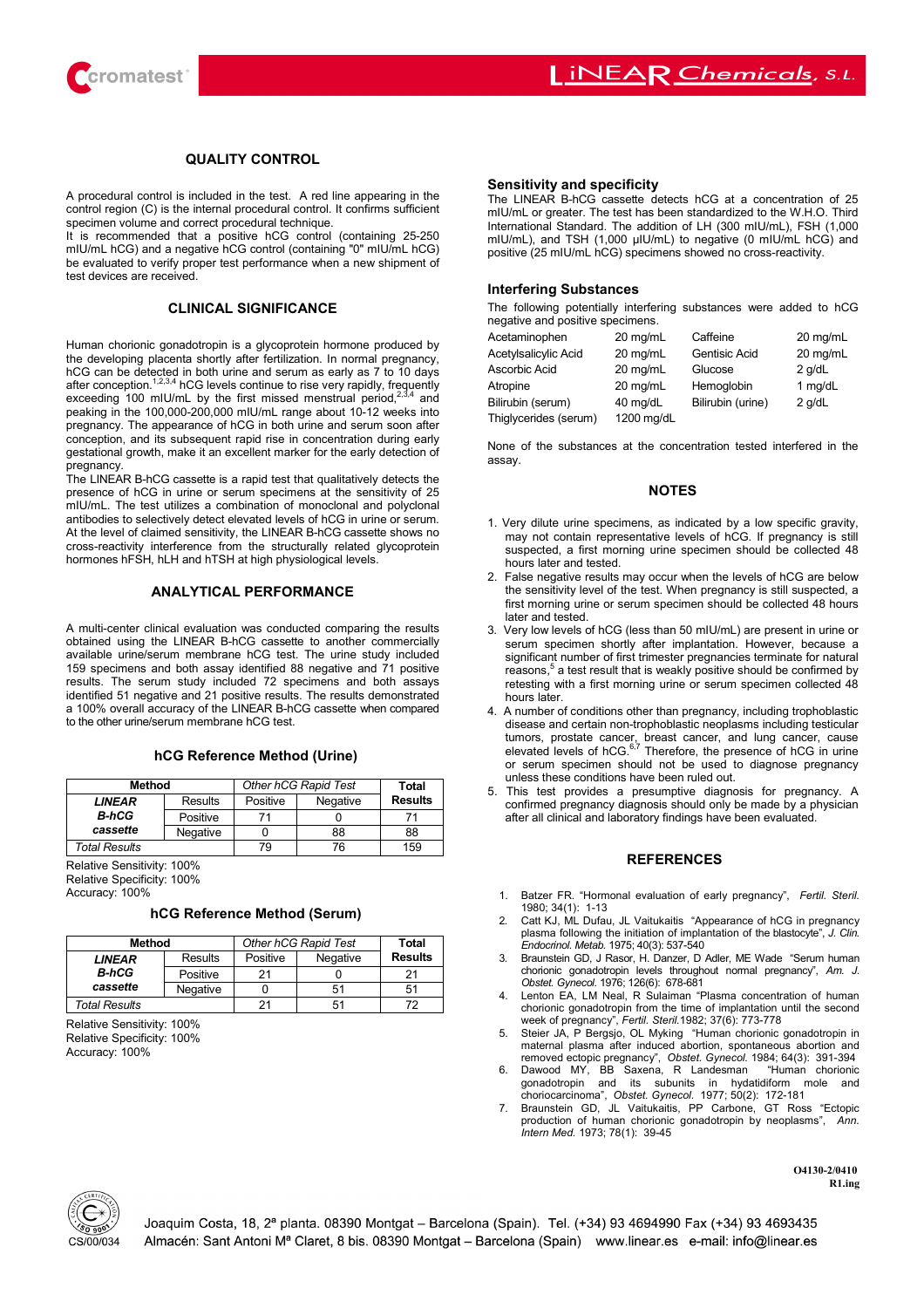## QUALITY CONTROL

A procedural control is included in the test. A red line appearing in the control region (C) is the internal procedural control. It confirms sufficient specimen volume and correct procedural technique.
It is recommended that a positive hCG control (containing 25-250 mIU/mL hCG) and a negative hCG control (containing "0" mIU/mL hCG) be evaluated to verify proper test performance when a new shipment of test devices are received.

## CLINICAL SIGNIFICANCE

Human chorionic gonadotropin is a glycoprotein hormone produced by the developing placenta shortly after fertilization. In normal pregnancy, hCG can be detected in both urine and serum as early as 7 to 10 days after conception.[1,2,3,4] hCG levels continue to rise very rapidly, frequently exceeding 100 mIU/mL by the first missed menstrual period,[2,3,4] and peaking in the 100,000-200,000 mIU/mL range about 10-12 weeks into pregnancy. The appearance of hCG in both urine and serum soon after conception, and its subsequent rapid rise in concentration during early gestational growth, make it an excellent marker for the early detection of pregnancy.
The LINEAR B-hCG cassette is a rapid test that qualitatively detects the presence of hCG in urine or serum specimens at the sensitivity of 25 mIU/mL. The test utilizes a combination of monoclonal and polyclonal antibodies to selectively detect elevated levels of hCG in urine or serum. At the level of claimed sensitivity, the LINEAR B-hCG cassette shows no cross-reactivity interference from the structurally related glycoprotein hormones hFSH, hLH and hTSH at high physiological levels.

## ANALYTICAL PERFORMANCE

A multi-center clinical evaluation was conducted comparing the results obtained using the LINEAR B-hCG cassette to another commercially available urine/serum membrane hCG test. The urine study included 159 specimens and both assay identified 88 negative and 71 positive results. The serum study included 72 specimens and both assays identified 51 negative and 21 positive results. The results demonstrated a 100% overall accuracy of the LINEAR B-hCG cassette when compared to the other urine/serum membrane hCG test.

### hCG Reference Method (Urine)

| Method | | *Other hCG Rapid Test* | | Total |
|---|---|---|---|---|
| | Results | Positive | Negative | Results |
| ***LINEAR B-hCG cassette*** | Positive | 71 | 0 | 71 |
| | Negative | 0 | 88 | 88 |
| *Total Results* | | 79 | 76 | 159 |

Relative Sensitivity: 100%
Relative Specificity: 100%
Accuracy: 100%

### hCG Reference Method (Serum)

| Method | | *Other hCG Rapid Test* | | Total |
|---|---|---|---|---|
| | Results | Positive | Negative | Results |
| ***LINEAR B-hCG cassette*** | Positive | 21 | 0 | 21 |
| | Negative | 0 | 51 | 51 |
| *Total Results* | | 21 | 51 | 72 |

Relative Sensitivity: 100%
Relative Specificity: 100%
Accuracy: 100%

## Sensitivity and specificity

The LINEAR B-hCG cassette detects hCG at a concentration of 25 mIU/mL or greater. The test has been standardized to the W.H.O. Third International Standard. The addition of LH (300 mIU/mL), FSH (1,000 mIU/mL), and TSH (1,000 µIU/mL) to negative (0 mIU/mL hCG) and positive (25 mIU/mL hCG) specimens showed no cross-reactivity.

## Interfering Substances

The following potentially interfering substances were added to hCG negative and positive specimens.

| | | | |
|---|---|---|---|
| Acetaminophen | 20 mg/mL | Caffeine | 20 mg/mL |
| Acetylsalicylic Acid | 20 mg/mL | Gentisic Acid | 20 mg/mL |
| Ascorbic Acid | 20 mg/mL | Glucose | 2 g/dL |
| Atropine | 20 mg/mL | Hemoglobin | 1 mg/dL |
| Bilirubin (serum) | 40 mg/dL | Bilirubin (urine) | 2 g/dL |
| Thiglycerides (serum) | 1200 mg/dL | | |

None of the substances at the concentration tested interfered in the assay.

## NOTES

1. Very dilute urine specimens, as indicated by a low specific gravity, may not contain representative levels of hCG. If pregnancy is still suspected, a first morning urine specimen should be collected 48 hours later and tested.
2. False negative results may occur when the levels of hCG are below the sensitivity level of the test. When pregnancy is still suspected, a first morning urine or serum specimen should be collected 48 hours later and tested.
3. Very low levels of hCG (less than 50 mIU/mL) are present in urine or serum specimen shortly after implantation. However, because a significant number of first trimester pregnancies terminate for natural reasons,[5] a test result that is weakly positive should be confirmed by retesting with a first morning urine or serum specimen collected 48 hours later.
4. A number of conditions other than pregnancy, including trophoblastic disease and certain non-trophoblastic neoplasms including testicular tumors, prostate cancer, breast cancer, and lung cancer, cause elevated levels of hCG.[6,7] Therefore, the presence of hCG in urine or serum specimen should not be used to diagnose pregnancy unless these conditions have been ruled out.
5. This test provides a presumptive diagnosis for pregnancy. A confirmed pregnancy diagnosis should only be made by a physician after all clinical and laboratory findings have been evaluated.

## REFERENCES

1. Batzer FR. "Hormonal evaluation of early pregnancy", *Fertil. Steril.* 1980; 34(1): 1-13
2. Catt KJ, ML Dufau, JL Vaitukaitis "Appearance of hCG in pregnancy plasma following the initiation of implantation of the blastocyte", *J. Clin. Endocrinol. Metab.* 1975; 40(3): 537-540
3. Braunstein GD, J Rasor, H. Danzer, D Adler, ME Wade "Serum human chorionic gonadotropin levels throughout normal pregnancy", *Am. J. Obstet. Gynecol.* 1976; 126(6): 678-681
4. Lenton EA, LM Neal, R Sulaiman "Plasma concentration of human chorionic gonadotropin from the time of implantation until the second week of pregnancy", *Fertil. Steril.*1982; 37(6): 773-778
5. Steier JA, P Bergsjo, OL Myking "Human chorionic gonadotropin in maternal plasma after induced abortion, spontaneous abortion and removed ectopic pregnancy", *Obstet. Gynecol.* 1984; 64(3): 391-394
6. Dawood MY, BB Saxena, R Landesman "Human chorionic gonadotropin and its subunits in hydatidiform mole and choriocarcinoma", *Obstet. Gynecol.* 1977; 50(2): 172-181
7. Braunstein GD, JL Vaitukaitis, PP Carbone, GT Ross "Ectopic production of human chorionic gonadotropin by neoplasms", *Ann. Intern Med.* 1973; 78(1): 39-45

O4130-2/0410
R1.ing